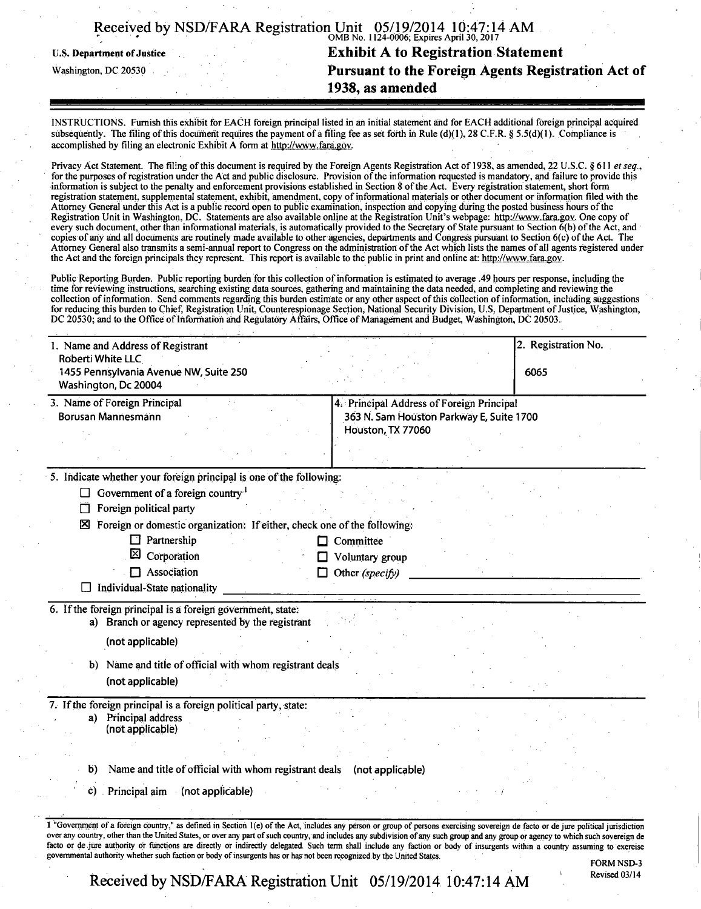U.S. Department of Justice
Washington, DC 20530

OMB No. 1124-0006; Expires April 30, 2017

# Exhibit A to Registration Statement Pursuant to the Foreign Agents Registration Act of 1938, as amended

INSTRUCTIONS. Furnish this exhibit for EACH foreign principal listed in an initial statement and for EACH additional foreign principal acquired subsequently. The filing of this document requires the payment of a filing fee as set forth in Rule (d)(1), 28 C.F.R. § 5.5(d)(1). Compliance is accomplished by filing an electronic Exhibit A form at http://www.fara.gov.

Privacy Act Statement. The filing of this document is required by the Foreign Agents Registration Act of 1938, as amended, 22 U.S.C. § 611 *et seq.*, for the purposes of registration under the Act and public disclosure. Provision of the information requested is mandatory, and failure to provide this information is subject to the penalty and enforcement provisions established in Section 8 of the Act. Every registration statement, short form registration statement, supplemental statement, exhibit, amendment, copy of informational materials or other document or information filed with the Attorney General under this Act is a public record open to public examination, inspection and copying during the posted business hours of the Registration Unit in Washington, DC. Statements are also available online at the Registration Unit's webpage: http://www.fara.gov. One copy of every such document, other than informational materials, is automatically provided to the Secretary of State pursuant to Section 6(b) of the Act, and copies of any and all documents are routinely made available to other agencies, departments and Congress pursuant to Section 6(c) of the Act. The Attorney General also transmits a semi-annual report to Congress on the administration of the Act which lists the names of all agents registered under the Act and the foreign principals they represent. This report is available to the public in print and online at: http://www.fara.gov.

Public Reporting Burden. Public reporting burden for this collection of information is estimated to average .49 hours per response, including the time for reviewing instructions, searching existing data sources, gathering and maintaining the data needed, and completing and reviewing the collection of information. Send comments regarding this burden estimate or any other aspect of this collection of information, including suggestions for reducing this burden to Chief, Registration Unit, Counterespionage Section, National Security Division, U.S. Department of Justice, Washington, DC 20530; and to the Office of Information and Regulatory Affairs, Office of Management and Budget, Washington, DC 20503.

| 1. Name and Address of Registrant | 2. Registration No. |
|---|---|
| Roberti White LLC<br>1455 Pennsylvania Avenue NW, Suite 250<br>Washington, Dc 20004 | 6065 |

| 3. Name of Foreign Principal | 4. Principal Address of Foreign Principal |
|---|---|
| Borusan Mannesmann | 363 N. Sam Houston Parkway E, Suite 1700<br>Houston, TX 77060 |

5. Indicate whether your foreign principal is one of the following:

- ☐ Government of a foreign country[1]
- ☐ Foreign political party
- ☒ Foreign or domestic organization: If either, check one of the following:
  - ☐ Partnership
  - ☒ Corporation
  - ☐ Association
  - ☐ Committee
  - ☐ Voluntary group
  - ☐ Other *(specify)* ______
- ☐ Individual-State nationality ______

6. If the foreign principal is a foreign government, state:

a) Branch or agency represented by the registrant

(not applicable)

b) Name and title of official with whom registrant deals

(not applicable)

7. If the foreign principal is a foreign political party, state:

a) Principal address
(not applicable)

b) Name and title of official with whom registrant deals (not applicable)

c) Principal aim (not applicable)

[1] "Government of a foreign country," as defined in Section 1(e) of the Act, includes any person or group of persons exercising sovereign de facto or de jure political jurisdiction over any country, other than the United States, or over any part of such country, and includes any subdivision of any such group and any group or agency to which such sovereign de facto or de jure authority or functions are directly or indirectly delegated. Such term shall include any faction or body of insurgents within a country assuming to exercise governmental authority whether such faction or body of insurgents has or has not been recognized by the United States.

FORM NSD-3
Revised 03/14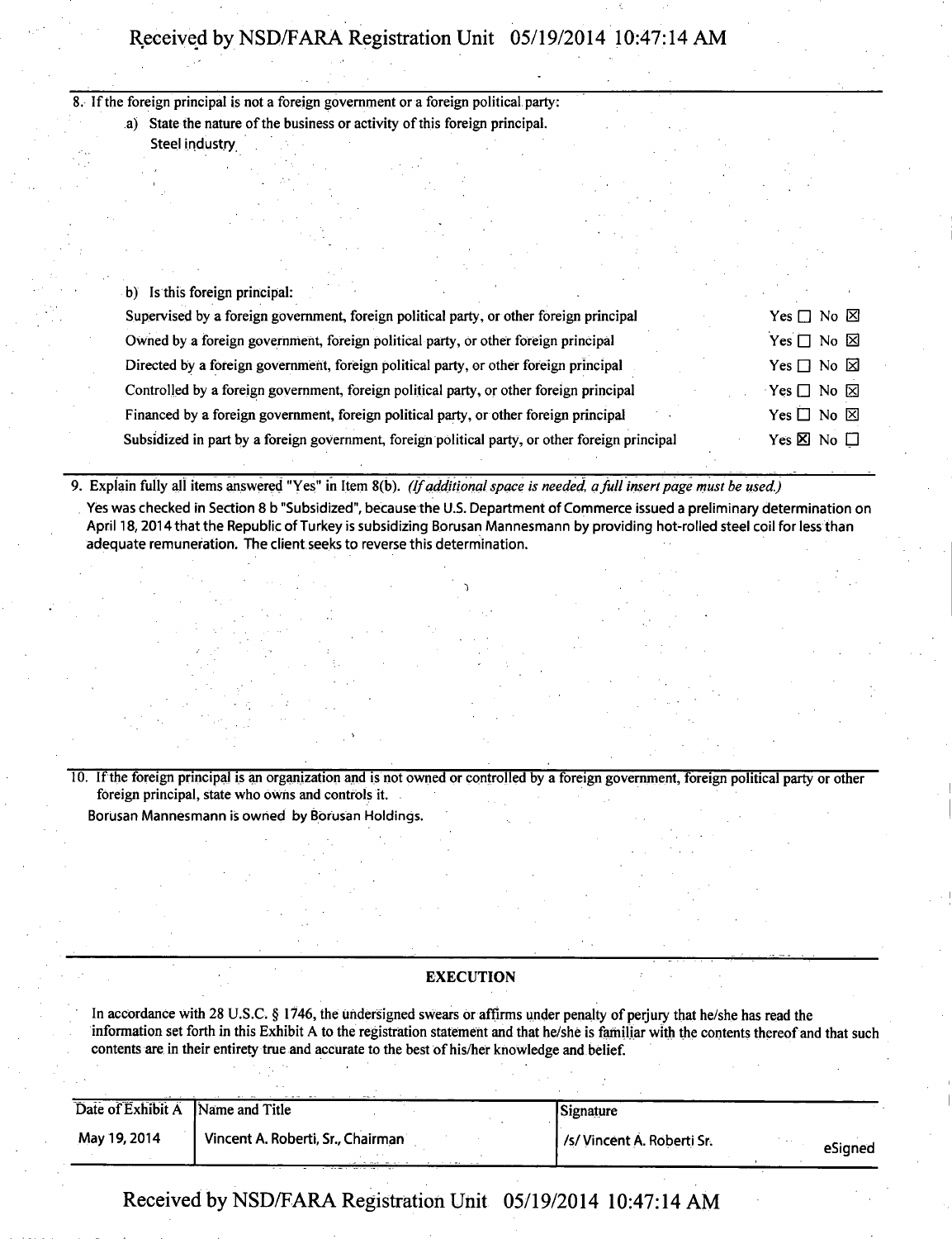8. If the foreign principal is not a foreign government or a foreign political party:

   a) State the nature of the business or activity of this foreign principal.

      Steel industry

   b) Is this foreign principal:

| | |
|---|---|
| Supervised by a foreign government, foreign political party, or other foreign principal | Yes ☐ No ☒ |
| Owned by a foreign government, foreign political party, or other foreign principal | Yes ☐ No ☒ |
| Directed by a foreign government, foreign political party, or other foreign principal | Yes ☐ No ☒ |
| Controlled by a foreign government, foreign political party, or other foreign principal | Yes ☐ No ☒ |
| Financed by a foreign government, foreign political party, or other foreign principal | Yes ☐ No ☒ |
| Subsidized in part by a foreign government, foreign political party, or other foreign principal | Yes ☒ No ☐ |

9. Explain fully all items answered "Yes" in Item 8(b). *(If additional space is needed, a full insert page must be used.)*

   Yes was checked in Section 8 b "Subsidized", because the U.S. Department of Commerce issued a preliminary determination on April 18, 2014 that the Republic of Turkey is subsidizing Borusan Mannesmann by providing hot-rolled steel coil for less than adequate remuneration. The client seeks to reverse this determination.

10. If the foreign principal is an organization and is not owned or controlled by a foreign government, foreign political party or other foreign principal, state who owns and controls it.

    Borusan Mannesmann is owned by Borusan Holdings.

## EXECUTION

In accordance with 28 U.S.C. § 1746, the undersigned swears or affirms under penalty of perjury that he/she has read the information set forth in this Exhibit A to the registration statement and that he/she is familiar with the contents thereof and that such contents are in their entirety true and accurate to the best of his/her knowledge and belief.

| Date of Exhibit A | Name and Title | Signature |
|---|---|---|
| May 19, 2014 | Vincent A. Roberti, Sr., Chairman | /s/ Vincent A. Roberti Sr. eSigned |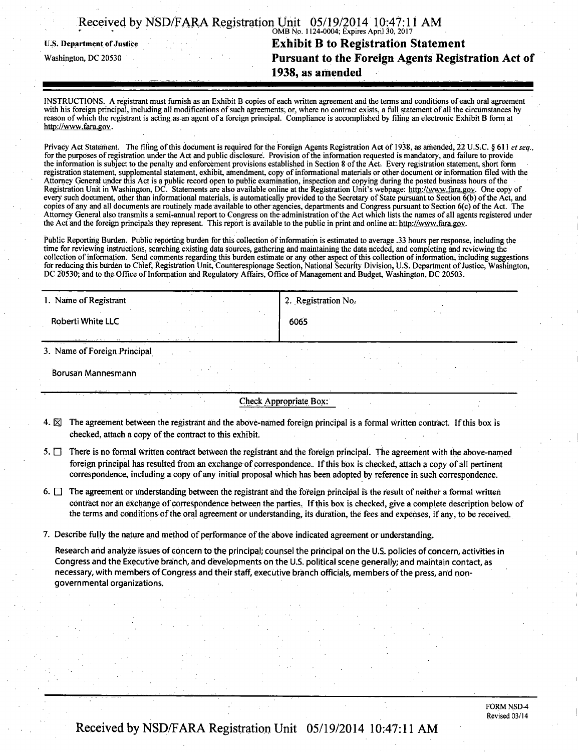U.S. Department of Justice
Washington, DC 20530

OMB No. 1124-0004; Expires April 30, 2017

# Exhibit B to Registration Statement Pursuant to the Foreign Agents Registration Act of 1938, as amended

INSTRUCTIONS. A registrant must furnish as an Exhibit B copies of each written agreement and the terms and conditions of each oral agreement with his foreign principal, including all modifications of such agreements, or, where no contract exists, a full statement of all the circumstances by reason of which the registrant is acting as an agent of a foreign principal. Compliance is accomplished by filing an electronic Exhibit B form at http://www.fara.gov.

Privacy Act Statement. The filing of this document is required for the Foreign Agents Registration Act of 1938, as amended, 22 U.S.C. § 611 *et seq.*, for the purposes of registration under the Act and public disclosure. Provision of the information requested is mandatory, and failure to provide the information is subject to the penalty and enforcement provisions established in Section 8 of the Act. Every registration statement, short form registration statement, supplemental statement, exhibit, amendment, copy of informational materials or other document or information filed with the Attorney General under this Act is a public record open to public examination, inspection and copying during the posted business hours of the Registration Unit in Washington, DC. Statements are also available online at the Registration Unit's webpage: http://www.fara.gov. One copy of every such document, other than informational materials, is automatically provided to the Secretary of State pursuant to Section 6(b) of the Act, and copies of any and all documents are routinely made available to other agencies, departments and Congress pursuant to Section 6(c) of the Act. The Attorney General also transmits a semi-annual report to Congress on the administration of the Act which lists the names of all agents registered under the Act and the foreign principals they represent. This report is available to the public in print and online at: http://www.fara.gov.

Public Reporting Burden. Public reporting burden for this collection of information is estimated to average .33 hours per response, including the time for reviewing instructions, searching existing data sources, gathering and maintaining the data needed, and completing and reviewing the collection of information. Send comments regarding this burden estimate or any other aspect of this collection of information, including suggestions for reducing this burden to Chief, Registration Unit, Counterespionage Section, National Security Division, U.S. Department of Justice, Washington, DC 20530; and to the Office of Information and Regulatory Affairs, Office of Management and Budget, Washington, DC 20503.

| 1. Name of Registrant | 2. Registration No. |
|---|---|
| Roberti White LLC | 6065 |

3. Name of Foreign Principal

Borusan Mannesmann

Check Appropriate Box:

4. ☒ The agreement between the registrant and the above-named foreign principal is a formal written contract. If this box is checked, attach a copy of the contract to this exhibit.

5. ☐ There is no formal written contract between the registrant and the foreign principal. The agreement with the above-named foreign principal has resulted from an exchange of correspondence. If this box is checked, attach a copy of all pertinent correspondence, including a copy of any initial proposal which has been adopted by reference in such correspondence.

6. ☐ The agreement or understanding between the registrant and the foreign principal is the result of neither a formal written contract nor an exchange of correspondence between the parties. If this box is checked, give a complete description below of the terms and conditions of the oral agreement or understanding, its duration, the fees and expenses, if any, to be received.

7. Describe fully the nature and method of performance of the above indicated agreement or understanding.

Research and analyze issues of concern to the principal; counsel the principal on the U.S. policies of concern, activities in Congress and the Executive branch, and developments on the U.S. political scene generally; and maintain contact, as necessary, with members of Congress and their staff, executive branch officials, members of the press, and non-governmental organizations.

FORM NSD-4
Revised 03/14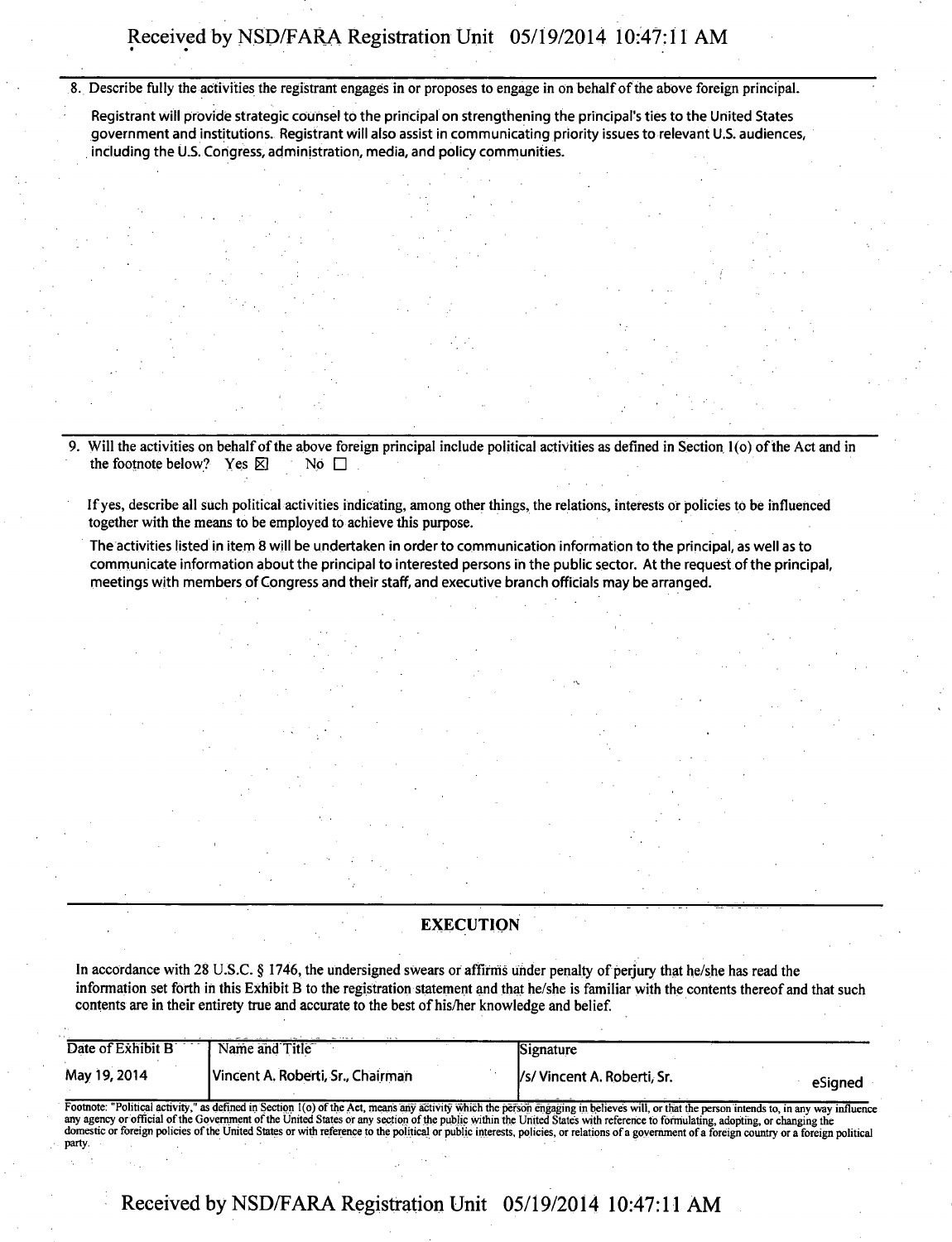8. Describe fully the activities the registrant engages in or proposes to engage in on behalf of the above foreign principal.

Registrant will provide strategic counsel to the principal on strengthening the principal's ties to the United States government and institutions. Registrant will also assist in communicating priority issues to relevant U.S. audiences, including the U.S. Congress, administration, media, and policy communities.

9. Will the activities on behalf of the above foreign principal include political activities as defined in Section 1(o) of the Act and in the footnote below? Yes ☒ No ☐

If yes, describe all such political activities indicating, among other things, the relations, interests or policies to be influenced together with the means to be employed to achieve this purpose.

The activities listed in item 8 will be undertaken in order to communication information to the principal, as well as to communicate information about the principal to interested persons in the public sector. At the request of the principal, meetings with members of Congress and their staff, and executive branch officials may be arranged.

## EXECUTION

In accordance with 28 U.S.C. § 1746, the undersigned swears or affirms under penalty of perjury that he/she has read the information set forth in this Exhibit B to the registration statement and that he/she is familiar with the contents thereof and that such contents are in their entirety true and accurate to the best of his/her knowledge and belief.

| Date of Exhibit B | Name and Title | Signature |
|---|---|---|
| May 19, 2014 | Vincent A. Roberti, Sr., Chairman | /s/ Vincent A. Roberti, Sr. eSigned |

Footnote: "Political activity," as defined in Section 1(o) of the Act, means any activity which the person engaging in believes will, or that the person intends to, in any way influence any agency or official of the Government of the United States or any section of the public within the United States with reference to formulating, adopting, or changing the domestic or foreign policies of the United States or with reference to the political or public interests, policies, or relations of a government of a foreign country or a foreign political party.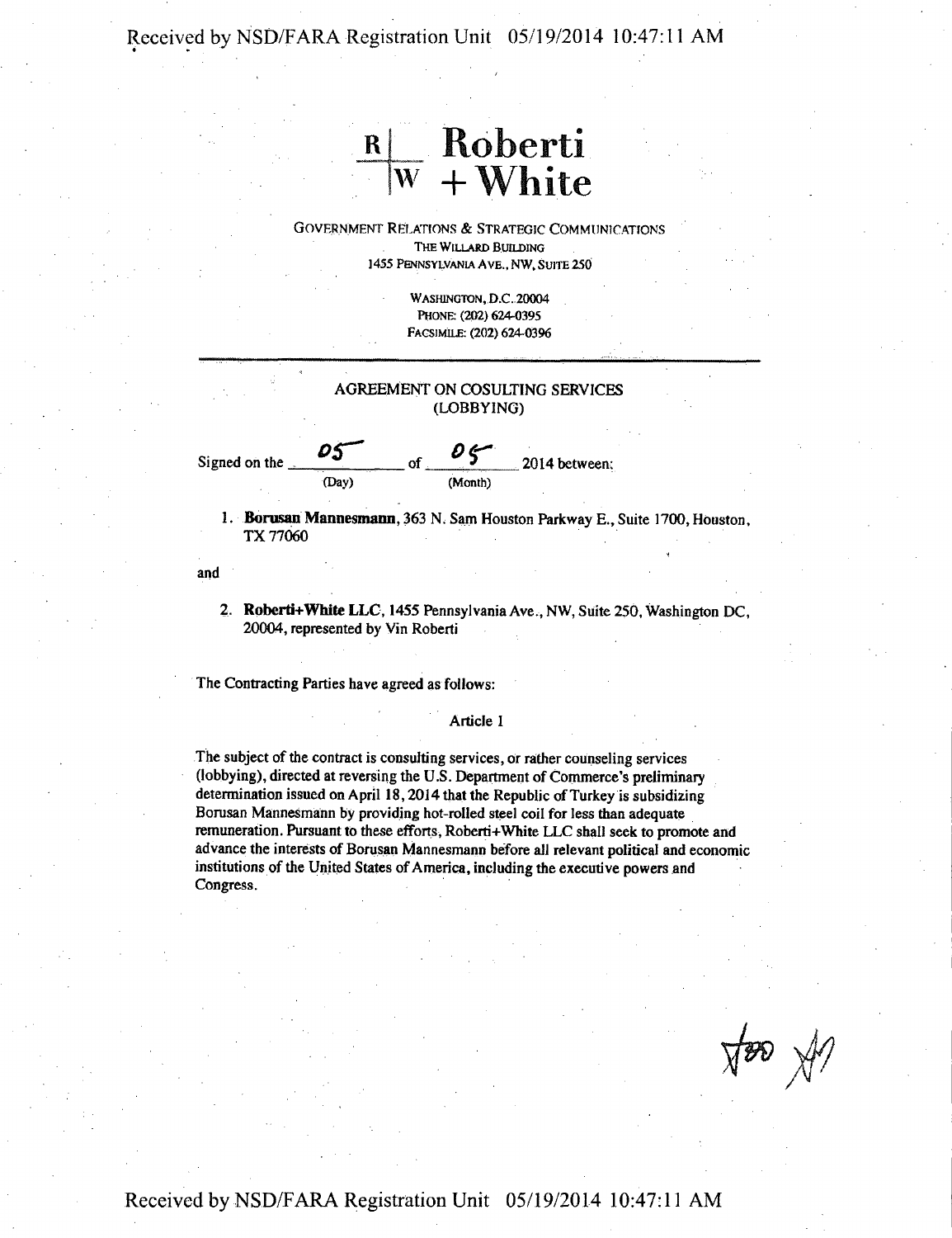# Roberti + White

GOVERNMENT RELATIONS & STRATEGIC COMMUNICATIONS
THE WILLARD BUILDING
1455 PENNSYLVANIA AVE., NW, SUITE 250

WASHINGTON, D.C. 20004
PHONE: (202) 624-0395
FACSIMILE: (202) 624-0396

---

AGREEMENT ON COSULTING SERVICES
(LOBBYING)

Signed on the 05 (Day) of 05 (Month) 2014 between:

1. **Borusan Mannesmann**, 363 N. Sam Houston Parkway E., Suite 1700, Houston, TX 77060

and

2. **Roberti+White LLC**, 1455 Pennsylvania Ave., NW, Suite 250, Washington DC, 20004, represented by Vin Roberti

The Contracting Parties have agreed as follows:

Article 1

The subject of the contract is consulting services, or rather counseling services (lobbying), directed at reversing the U.S. Department of Commerce's preliminary determination issued on April 18, 2014 that the Republic of Turkey is subsidizing Borusan Mannesmann by providing hot-rolled steel coil for less than adequate remuneration. Pursuant to these efforts, Roberti+White LLC shall seek to promote and advance the interests of Borusan Mannesmann before all relevant political and economic institutions of the United States of America, including the executive powers and Congress.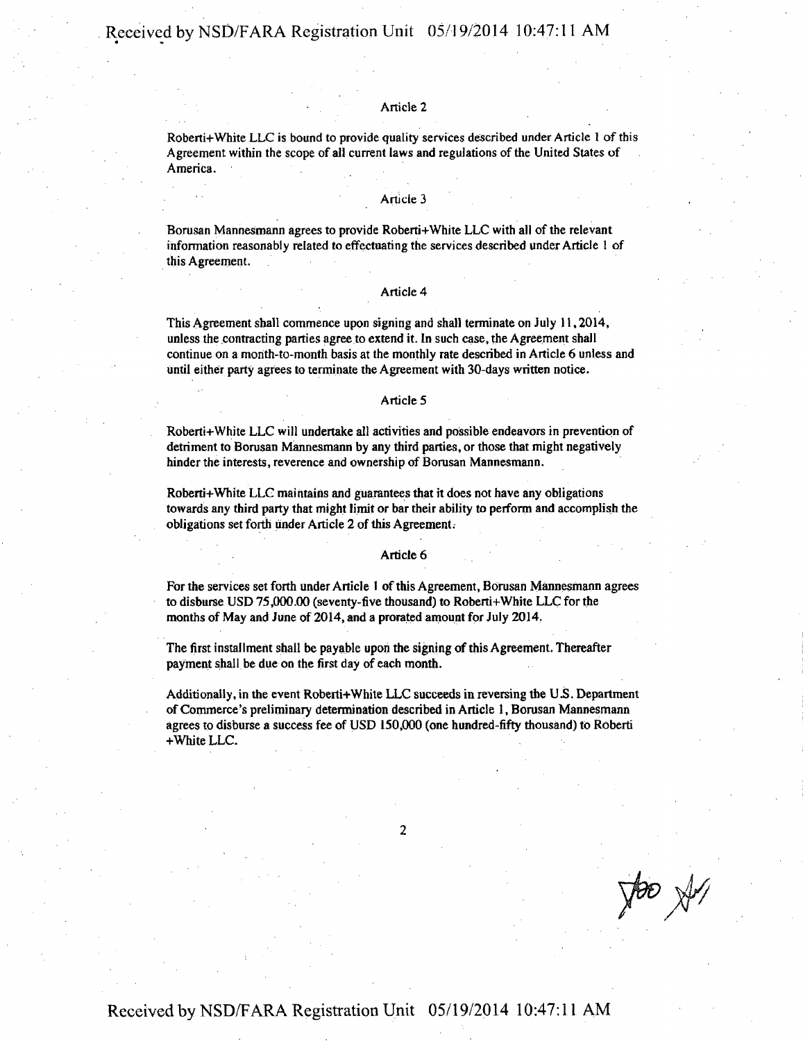### Article 2

Roberti+White LLC is bound to provide quality services described under Article 1 of this Agreement within the scope of all current laws and regulations of the United States of America.

### Article 3

Borusan Mannesmann agrees to provide Roberti+White LLC with all of the relevant information reasonably related to effectuating the services described under Article 1 of this Agreement.

### Article 4

This Agreement shall commence upon signing and shall terminate on July 11, 2014, unless the contracting parties agree to extend it. In such case, the Agreement shall continue on a month-to-month basis at the monthly rate described in Article 6 unless and until either party agrees to terminate the Agreement with 30-days written notice.

### Article 5

Roberti+White LLC will undertake all activities and possible endeavors in prevention of detriment to Borusan Mannesmann by any third parties, or those that might negatively hinder the interests, reverence and ownership of Borusan Mannesmann.

Roberti+White LLC maintains and guarantees that it does not have any obligations towards any third party that might limit or bar their ability to perform and accomplish the obligations set forth under Article 2 of this Agreement.

### Article 6

For the services set forth under Article 1 of this Agreement, Borusan Mannesmann agrees to disburse USD 75,000.00 (seventy-five thousand) to Roberti+White LLC for the months of May and June of 2014, and a prorated amount for July 2014.

The first installment shall be payable upon the signing of this Agreement. Thereafter payment shall be due on the first day of each month.

Additionally, in the event Roberti+White LLC succeeds in reversing the U.S. Department of Commerce's preliminary determination described in Article 1, Borusan Mannesmann agrees to disburse a success fee of USD 150,000 (one hundred-fifty thousand) to Roberti +White LLC.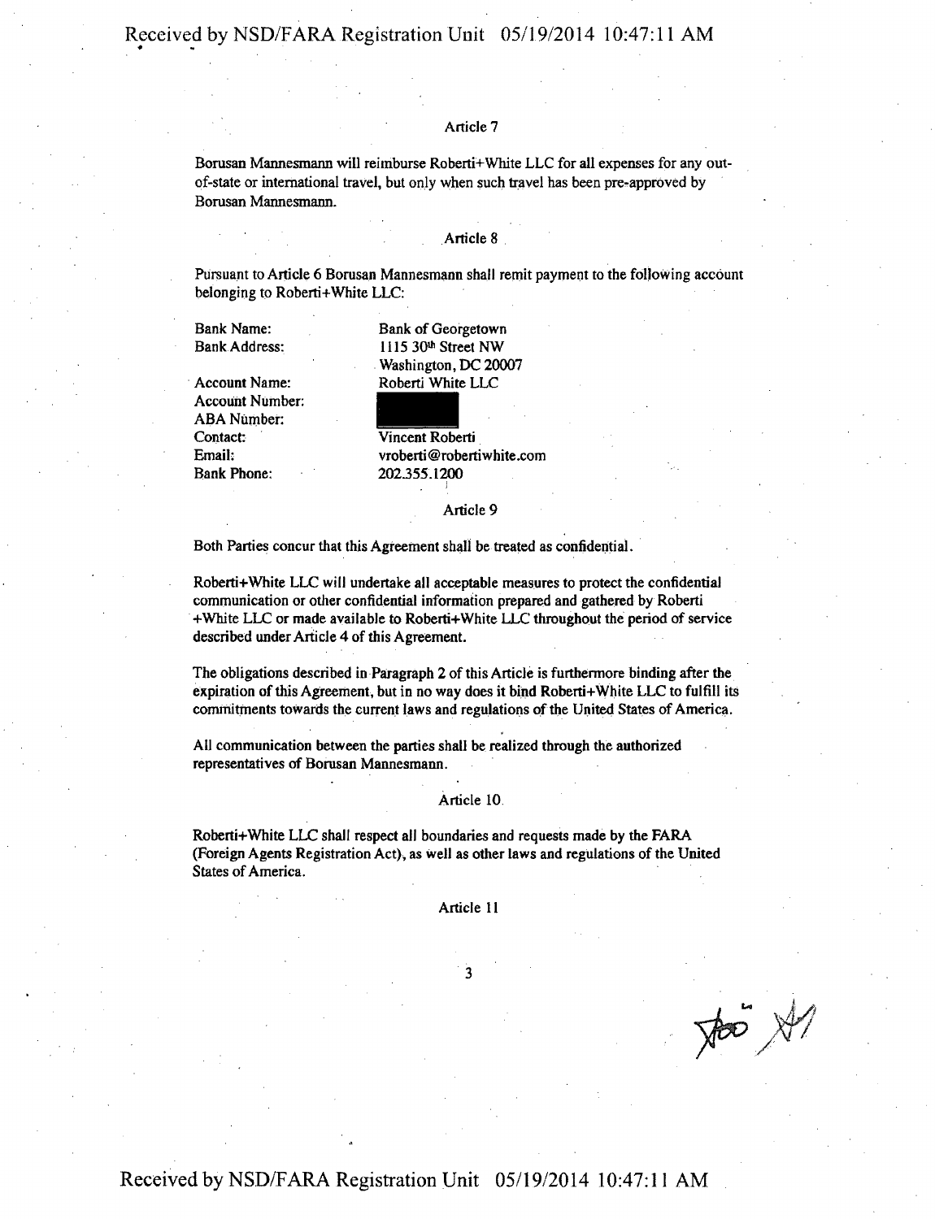### Article 7

Borusan Mannesmann will reimburse Roberti+White LLC for all expenses for any out-of-state or international travel, but only when such travel has been pre-approved by Borusan Mannesmann.

### Article 8

Pursuant to Article 6 Borusan Mannesmann shall remit payment to the following account belonging to Roberti+White LLC:

| | |
|---|---|
| Bank Name: | Bank of Georgetown |
| Bank Address: | 1115 30th Street NW<br>Washington, DC 20007 |
| Account Name: | Roberti White LLC |
| Account Number: | [REDACTED] |
| ABA Number: | [REDACTED] |
| Contact: | Vincent Roberti |
| Email: | vroberti@robertiwhite.com |
| Bank Phone: | 202.355.1200 |

### Article 9

Both Parties concur that this Agreement shall be treated as confidential.

Roberti+White LLC will undertake all acceptable measures to protect the confidential communication or other confidential information prepared and gathered by Roberti +White LLC or made available to Roberti+White LLC throughout the period of service described under Article 4 of this Agreement.

The obligations described in Paragraph 2 of this Article is furthermore binding after the expiration of this Agreement, but in no way does it bind Roberti+White LLC to fulfill its commitments towards the current laws and regulations of the United States of America.

All communication between the parties shall be realized through the authorized representatives of Borusan Mannesmann.

### Article 10

Roberti+White LLC shall respect all boundaries and requests made by the FARA (Foreign Agents Registration Act), as well as other laws and regulations of the United States of America.

### Article 11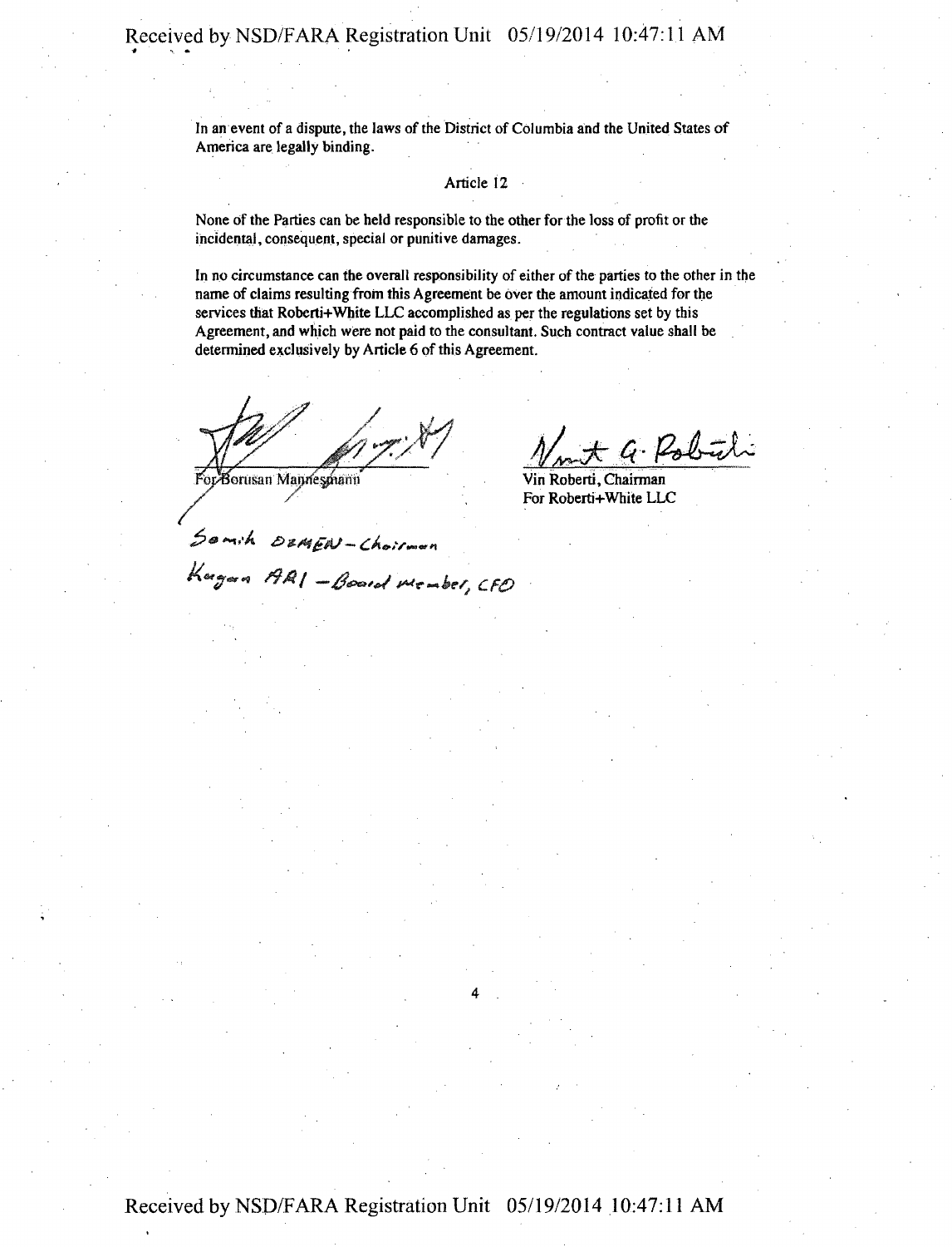In an event of a dispute, the laws of the District of Columbia and the United States of America are legally binding.

Article 12

None of the Parties can be held responsible to the other for the loss of profit or the incidental, consequent, special or punitive damages.

In no circumstance can the overall responsibility of either of the parties to the other in the name of claims resulting from this Agreement be over the amount indicated for the services that Roberti+White LLC accomplished as per the regulations set by this Agreement, and which were not paid to the consultant. Such contract value shall be determined exclusively by Article 6 of this Agreement.

For Borusan Mannesmann

Semih OZMEN – Chairman

Kagan ARI – Board Member, CFO

Vin Roberti, Chairman

For Roberti+White LLC